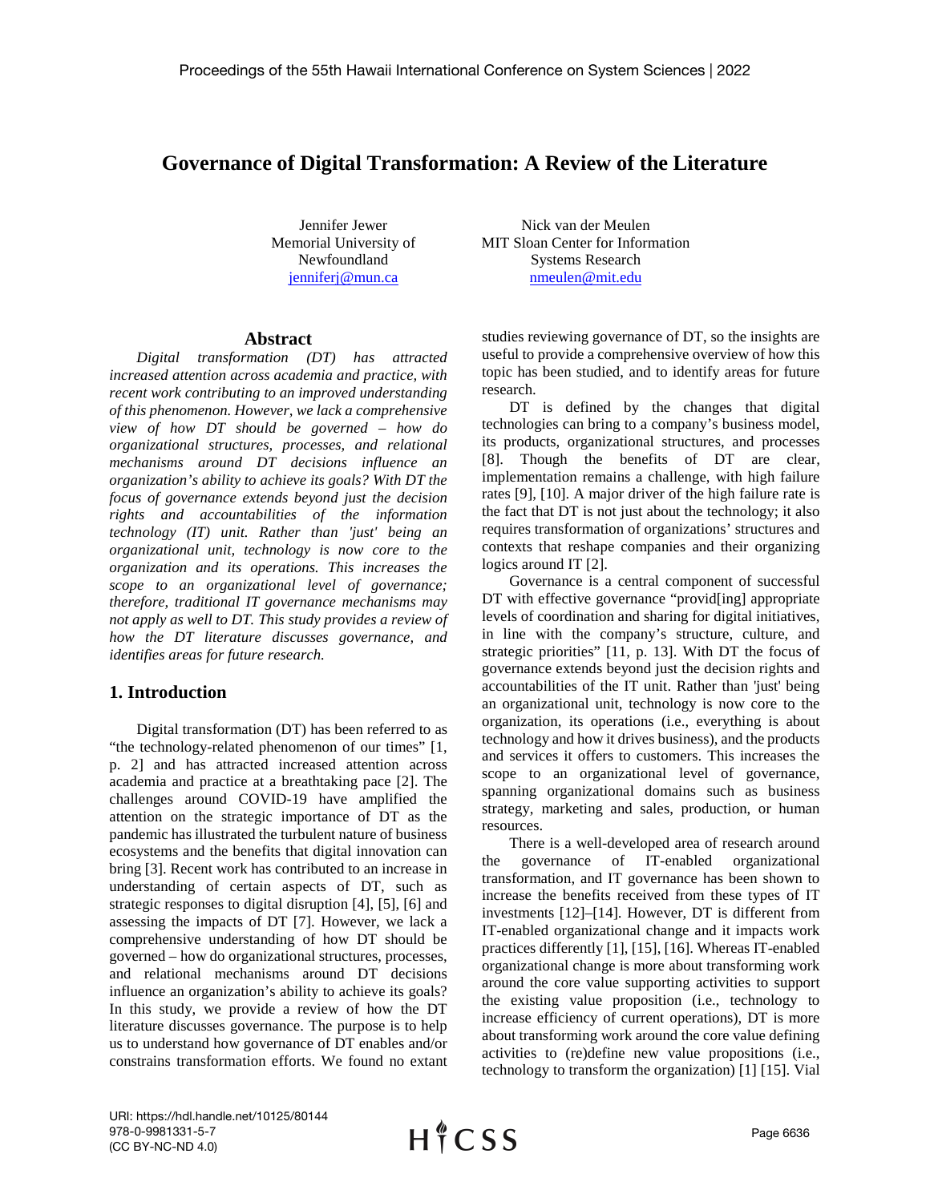# Governance of Digital Transformation: A Review of the Literature

Jennifer Jewer
Memorial University of Newfoundland
jenniferj@mun.ca

Nick van der Meulen
MIT Sloan Center for Information Systems Research
nmeulen@mit.edu

## Abstract

*Digital transformation (DT) has attracted increased attention across academia and practice, with recent work contributing to an improved understanding of this phenomenon. However, we lack a comprehensive view of how DT should be governed – how do organizational structures, processes, and relational mechanisms around DT decisions influence an organization's ability to achieve its goals? With DT the focus of governance extends beyond just the decision rights and accountabilities of the information technology (IT) unit. Rather than 'just' being an organizational unit, technology is now core to the organization and its operations. This increases the scope to an organizational level of governance; therefore, traditional IT governance mechanisms may not apply as well to DT. This study provides a review of how the DT literature discusses governance, and identifies areas for future research.*

## 1. Introduction

Digital transformation (DT) has been referred to as "the technology-related phenomenon of our times" [1, p. 2] and has attracted increased attention across academia and practice at a breathtaking pace [2]. The challenges around COVID-19 have amplified the attention on the strategic importance of DT as the pandemic has illustrated the turbulent nature of business ecosystems and the benefits that digital innovation can bring [3]. Recent work has contributed to an increase in understanding of certain aspects of DT, such as strategic responses to digital disruption [4], [5], [6] and assessing the impacts of DT [7]. However, we lack a comprehensive understanding of how DT should be governed – how do organizational structures, processes, and relational mechanisms around DT decisions influence an organization's ability to achieve its goals? In this study, we provide a review of how the DT literature discusses governance. The purpose is to help us to understand how governance of DT enables and/or constrains transformation efforts. We found no extant studies reviewing governance of DT, so the insights are useful to provide a comprehensive overview of how this topic has been studied, and to identify areas for future research.

DT is defined by the changes that digital technologies can bring to a company's business model, its products, organizational structures, and processes [8]. Though the benefits of DT are clear, implementation remains a challenge, with high failure rates [9], [10]. A major driver of the high failure rate is the fact that DT is not just about the technology; it also requires transformation of organizations' structures and contexts that reshape companies and their organizing logics around IT [2].

Governance is a central component of successful DT with effective governance "provid[ing] appropriate levels of coordination and sharing for digital initiatives, in line with the company's structure, culture, and strategic priorities" [11, p. 13]. With DT the focus of governance extends beyond just the decision rights and accountabilities of the IT unit. Rather than 'just' being an organizational unit, technology is now core to the organization, its operations (i.e., everything is about technology and how it drives business), and the products and services it offers to customers. This increases the scope to an organizational level of governance, spanning organizational domains such as business strategy, marketing and sales, production, or human resources.

There is a well-developed area of research around the governance of IT-enabled organizational transformation, and IT governance has been shown to increase the benefits received from these types of IT investments [12]–[14]. However, DT is different from IT-enabled organizational change and it impacts work practices differently [1], [15], [16]. Whereas IT-enabled organizational change is more about transforming work around the core value supporting activities to support the existing value proposition (i.e., technology to increase efficiency of current operations), DT is more about transforming work around the core value defining activities to (re)define new value propositions (i.e., technology to transform the organization) [1] [15]. Vial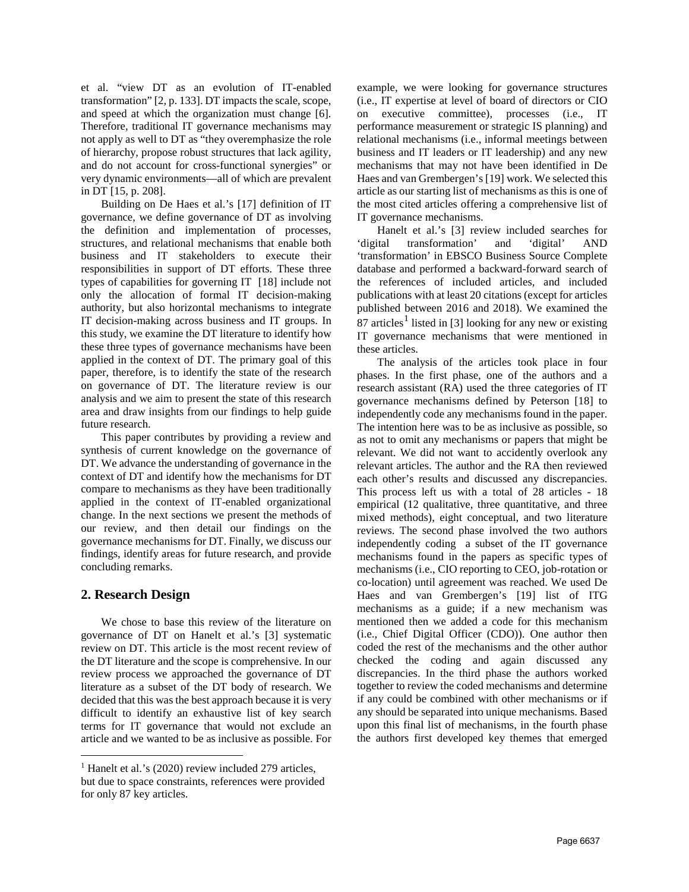et al. "view DT as an evolution of IT-enabled transformation" [2, p. 133]. DT impacts the scale, scope, and speed at which the organization must change [6]. Therefore, traditional IT governance mechanisms may not apply as well to DT as "they overemphasize the role of hierarchy, propose robust structures that lack agility, and do not account for cross-functional synergies" or very dynamic environments—all of which are prevalent in DT [15, p. 208].

Building on De Haes et al.'s [17] definition of IT governance, we define governance of DT as involving the definition and implementation of processes, structures, and relational mechanisms that enable both business and IT stakeholders to execute their responsibilities in support of DT efforts. These three types of capabilities for governing IT [18] include not only the allocation of formal IT decision-making authority, but also horizontal mechanisms to integrate IT decision-making across business and IT groups. In this study, we examine the DT literature to identify how these three types of governance mechanisms have been applied in the context of DT. The primary goal of this paper, therefore, is to identify the state of the research on governance of DT. The literature review is our analysis and we aim to present the state of this research area and draw insights from our findings to help guide future research.

This paper contributes by providing a review and synthesis of current knowledge on the governance of DT. We advance the understanding of governance in the context of DT and identify how the mechanisms for DT compare to mechanisms as they have been traditionally applied in the context of IT-enabled organizational change. In the next sections we present the methods of our review, and then detail our findings on the governance mechanisms for DT. Finally, we discuss our findings, identify areas for future research, and provide concluding remarks.

## 2. Research Design

We chose to base this review of the literature on governance of DT on Hanelt et al.'s [3] systematic review on DT. This article is the most recent review of the DT literature and the scope is comprehensive. In our review process we approached the governance of DT literature as a subset of the DT body of research. We decided that this was the best approach because it is very difficult to identify an exhaustive list of key search terms for IT governance that would not exclude an article and we wanted to be as inclusive as possible. For example, we were looking for governance structures (i.e., IT expertise at level of board of directors or CIO on executive committee), processes (i.e., IT performance measurement or strategic IS planning) and relational mechanisms (i.e., informal meetings between business and IT leaders or IT leadership) and any new mechanisms that may not have been identified in De Haes and van Grembergen's [19] work. We selected this article as our starting list of mechanisms as this is one of the most cited articles offering a comprehensive list of IT governance mechanisms.

Hanelt et al.'s [3] review included searches for 'digital transformation' and 'digital' AND 'transformation' in EBSCO Business Source Complete database and performed a backward-forward search of the references of included articles, and included publications with at least 20 citations (except for articles published between 2016 and 2018). We examined the 87 articles[1] listed in [3] looking for any new or existing IT governance mechanisms that were mentioned in these articles.

The analysis of the articles took place in four phases. In the first phase, one of the authors and a research assistant (RA) used the three categories of IT governance mechanisms defined by Peterson [18] to independently code any mechanisms found in the paper. The intention here was to be as inclusive as possible, so as not to omit any mechanisms or papers that might be relevant. We did not want to accidently overlook any relevant articles. The author and the RA then reviewed each other's results and discussed any discrepancies. This process left us with a total of 28 articles - 18 empirical (12 qualitative, three quantitative, and three mixed methods), eight conceptual, and two literature reviews. The second phase involved the two authors independently coding a subset of the IT governance mechanisms found in the papers as specific types of mechanisms (i.e., CIO reporting to CEO, job-rotation or co-location) until agreement was reached. We used De Haes and van Grembergen's [19] list of ITG mechanisms as a guide; if a new mechanism was mentioned then we added a code for this mechanism (i.e., Chief Digital Officer (CDO)). One author then coded the rest of the mechanisms and the other author checked the coding and again discussed any discrepancies. In the third phase the authors worked together to review the coded mechanisms and determine if any could be combined with other mechanisms or if any should be separated into unique mechanisms. Based upon this final list of mechanisms, in the fourth phase the authors first developed key themes that emerged

[1] Hanelt et al.'s (2020) review included 279 articles, but due to space constraints, references were provided for only 87 key articles.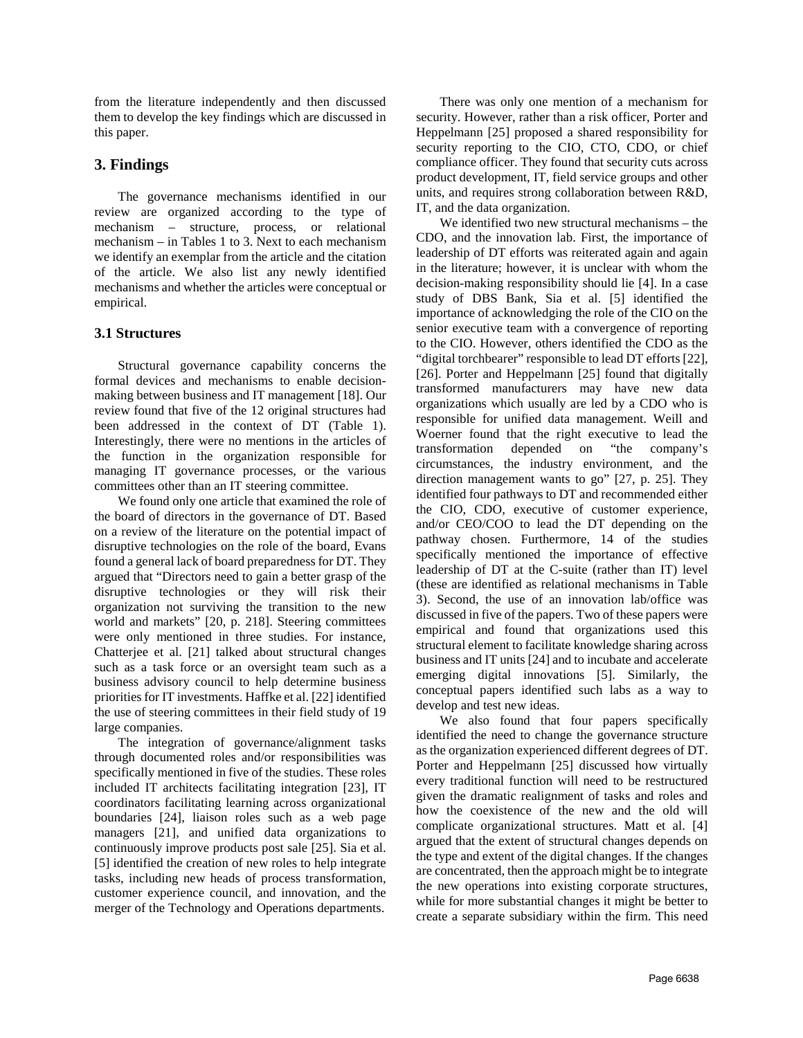from the literature independently and then discussed them to develop the key findings which are discussed in this paper.

## 3. Findings

The governance mechanisms identified in our review are organized according to the type of mechanism – structure, process, or relational mechanism – in Tables 1 to 3. Next to each mechanism we identify an exemplar from the article and the citation of the article. We also list any newly identified mechanisms and whether the articles were conceptual or empirical.

### 3.1 Structures

Structural governance capability concerns the formal devices and mechanisms to enable decision-making between business and IT management [18]. Our review found that five of the 12 original structures had been addressed in the context of DT (Table 1). Interestingly, there were no mentions in the articles of the function in the organization responsible for managing IT governance processes, or the various committees other than an IT steering committee.

We found only one article that examined the role of the board of directors in the governance of DT. Based on a review of the literature on the potential impact of disruptive technologies on the role of the board, Evans found a general lack of board preparedness for DT. They argued that "Directors need to gain a better grasp of the disruptive technologies or they will risk their organization not surviving the transition to the new world and markets" [20, p. 218]. Steering committees were only mentioned in three studies. For instance, Chatterjee et al. [21] talked about structural changes such as a task force or an oversight team such as a business advisory council to help determine business priorities for IT investments. Haffke et al. [22] identified the use of steering committees in their field study of 19 large companies.

The integration of governance/alignment tasks through documented roles and/or responsibilities was specifically mentioned in five of the studies. These roles included IT architects facilitating integration [23], IT coordinators facilitating learning across organizational boundaries [24], liaison roles such as a web page managers [21], and unified data organizations to continuously improve products post sale [25]. Sia et al. [5] identified the creation of new roles to help integrate tasks, including new heads of process transformation, customer experience council, and innovation, and the merger of the Technology and Operations departments.

There was only one mention of a mechanism for security. However, rather than a risk officer, Porter and Heppelmann [25] proposed a shared responsibility for security reporting to the CIO, CTO, CDO, or chief compliance officer. They found that security cuts across product development, IT, field service groups and other units, and requires strong collaboration between R&D, IT, and the data organization.

We identified two new structural mechanisms – the CDO, and the innovation lab. First, the importance of leadership of DT efforts was reiterated again and again in the literature; however, it is unclear with whom the decision-making responsibility should lie [4]. In a case study of DBS Bank, Sia et al. [5] identified the importance of acknowledging the role of the CIO on the senior executive team with a convergence of reporting to the CIO. However, others identified the CDO as the "digital torchbearer" responsible to lead DT efforts [22], [26]. Porter and Heppelmann [25] found that digitally transformed manufacturers may have new data organizations which usually are led by a CDO who is responsible for unified data management. Weill and Woerner found that the right executive to lead the transformation depended on "the company's circumstances, the industry environment, and the direction management wants to go" [27, p. 25]. They identified four pathways to DT and recommended either the CIO, CDO, executive of customer experience, and/or CEO/COO to lead the DT depending on the pathway chosen. Furthermore, 14 of the studies specifically mentioned the importance of effective leadership of DT at the C-suite (rather than IT) level (these are identified as relational mechanisms in Table 3). Second, the use of an innovation lab/office was discussed in five of the papers. Two of these papers were empirical and found that organizations used this structural element to facilitate knowledge sharing across business and IT units [24] and to incubate and accelerate emerging digital innovations [5]. Similarly, the conceptual papers identified such labs as a way to develop and test new ideas.

We also found that four papers specifically identified the need to change the governance structure as the organization experienced different degrees of DT. Porter and Heppelmann [25] discussed how virtually every traditional function will need to be restructured given the dramatic realignment of tasks and roles and how the coexistence of the new and the old will complicate organizational structures. Matt et al. [4] argued that the extent of structural changes depends on the type and extent of the digital changes. If the changes are concentrated, then the approach might be to integrate the new operations into existing corporate structures, while for more substantial changes it might be better to create a separate subsidiary within the firm. This need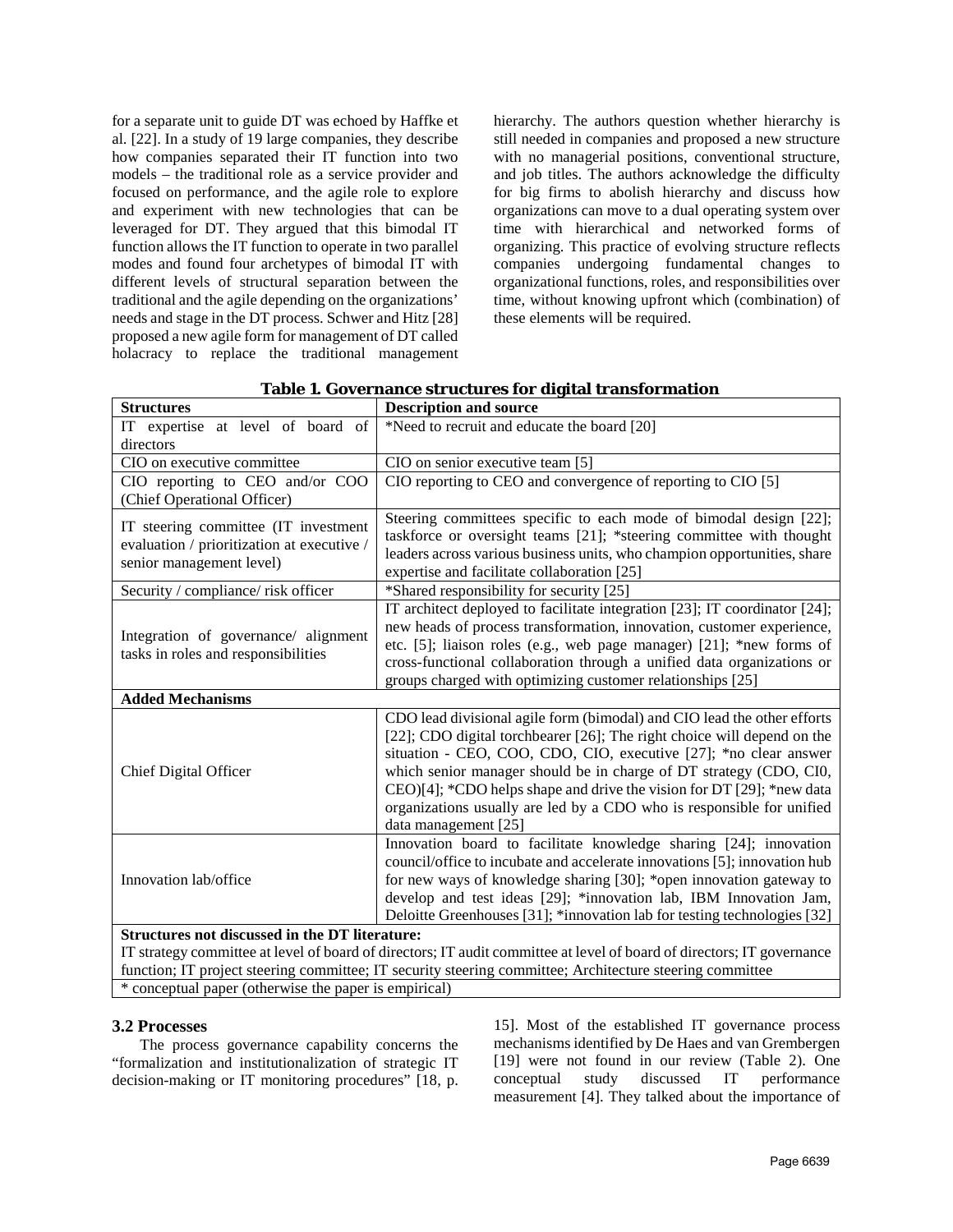for a separate unit to guide DT was echoed by Haffke et al. [22]. In a study of 19 large companies, they describe how companies separated their IT function into two models – the traditional role as a service provider and focused on performance, and the agile role to explore and experiment with new technologies that can be leveraged for DT. They argued that this bimodal IT function allows the IT function to operate in two parallel modes and found four archetypes of bimodal IT with different levels of structural separation between the traditional and the agile depending on the organizations' needs and stage in the DT process. Schwer and Hitz [28] proposed a new agile form for management of DT called holacracy to replace the traditional management hierarchy. The authors question whether hierarchy is still needed in companies and proposed a new structure with no managerial positions, conventional structure, and job titles. The authors acknowledge the difficulty for big firms to abolish hierarchy and discuss how organizations can move to a dual operating system over time with hierarchical and networked forms of organizing. This practice of evolving structure reflects companies undergoing fundamental changes to organizational functions, roles, and responsibilities over time, without knowing upfront which (combination) of these elements will be required.

**Table 1. Governance structures for digital transformation**

| Structures | Description and source |
|---|---|
| IT expertise at level of board of directors | *Need to recruit and educate the board [20] |
| CIO on executive committee | CIO on senior executive team [5] |
| CIO reporting to CEO and/or COO (Chief Operational Officer) | CIO reporting to CEO and convergence of reporting to CIO [5] |
| IT steering committee (IT investment evaluation / prioritization at executive / senior management level) | Steering committees specific to each mode of bimodal design [22]; taskforce or oversight teams [21]; *steering committee with thought leaders across various business units, who champion opportunities, share expertise and facilitate collaboration [25] |
| Security / compliance/ risk officer | *Shared responsibility for security [25] |
| Integration of governance/ alignment tasks in roles and responsibilities | IT architect deployed to facilitate integration [23]; IT coordinator [24]; new heads of process transformation, innovation, customer experience, etc. [5]; liaison roles (e.g., web page manager) [21]; *new forms of cross-functional collaboration through a unified data organizations or groups charged with optimizing customer relationships [25] |
| **Added Mechanisms** | |
| Chief Digital Officer | CDO lead divisional agile form (bimodal) and CIO lead the other efforts [22]; CDO digital torchbearer [26]; The right choice will depend on the situation - CEO, COO, CDO, CIO, executive [27]; *no clear answer which senior manager should be in charge of DT strategy (CDO, CI0, CEO)[4]; *CDO helps shape and drive the vision for DT [29]; *new data organizations usually are led by a CDO who is responsible for unified data management [25] |
| Innovation lab/office | Innovation board to facilitate knowledge sharing [24]; innovation council/office to incubate and accelerate innovations [5]; innovation hub for new ways of knowledge sharing [30]; *open innovation gateway to develop and test ideas [29]; *innovation lab, IBM Innovation Jam, Deloitte Greenhouses [31]; *innovation lab for testing technologies [32] |
| **Structures not discussed in the DT literature:** IT strategy committee at level of board of directors; IT audit committee at level of board of directors; IT governance function; IT project steering committee; IT security steering committee; Architecture steering committee | |
| * conceptual paper (otherwise the paper is empirical) | |

### 3.2 Processes

The process governance capability concerns the "formalization and institutionalization of strategic IT decision-making or IT monitoring procedures" [18, p. 15]. Most of the established IT governance process mechanisms identified by De Haes and van Grembergen [19] were not found in our review (Table 2). One conceptual study discussed IT performance measurement [4]. They talked about the importance of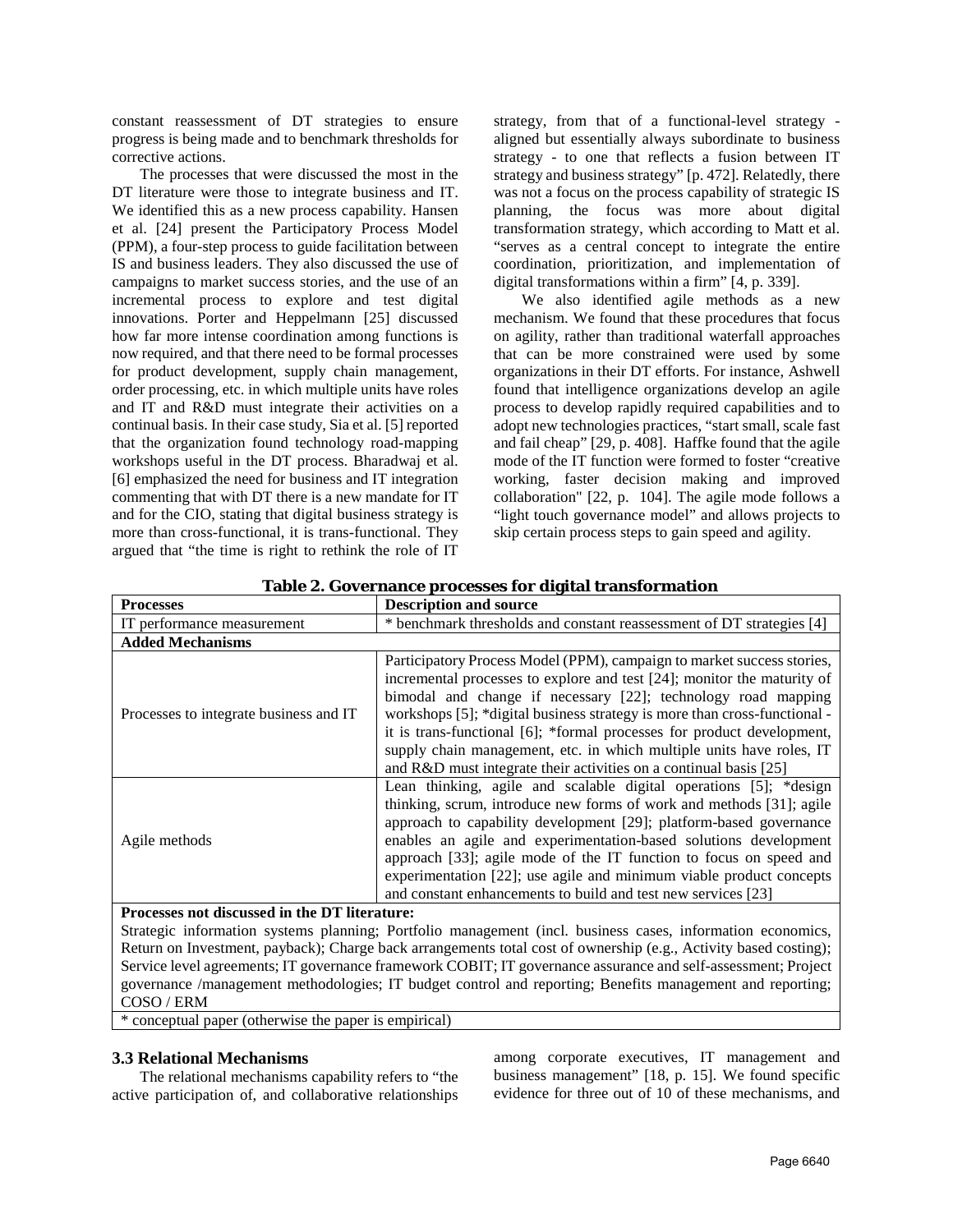constant reassessment of DT strategies to ensure progress is being made and to benchmark thresholds for corrective actions.

The processes that were discussed the most in the DT literature were those to integrate business and IT. We identified this as a new process capability. Hansen et al. [24] present the Participatory Process Model (PPM), a four-step process to guide facilitation between IS and business leaders. They also discussed the use of campaigns to market success stories, and the use of an incremental process to explore and test digital innovations. Porter and Heppelmann [25] discussed how far more intense coordination among functions is now required, and that there need to be formal processes for product development, supply chain management, order processing, etc. in which multiple units have roles and IT and R&D must integrate their activities on a continual basis. In their case study, Sia et al. [5] reported that the organization found technology road-mapping workshops useful in the DT process. Bharadwaj et al. [6] emphasized the need for business and IT integration commenting that with DT there is a new mandate for IT and for the CIO, stating that digital business strategy is more than cross-functional, it is trans-functional. They argued that "the time is right to rethink the role of IT strategy, from that of a functional-level strategy - aligned but essentially always subordinate to business strategy - to one that reflects a fusion between IT strategy and business strategy" [p. 472]. Relatedly, there was not a focus on the process capability of strategic IS planning, the focus was more about digital transformation strategy, which according to Matt et al. "serves as a central concept to integrate the entire coordination, prioritization, and implementation of digital transformations within a firm" [4, p. 339].

We also identified agile methods as a new mechanism. We found that these procedures that focus on agility, rather than traditional waterfall approaches that can be more constrained were used by some organizations in their DT efforts. For instance, Ashwell found that intelligence organizations develop an agile process to develop rapidly required capabilities and to adopt new technologies practices, "start small, scale fast and fail cheap" [29, p. 408]. Haffke found that the agile mode of the IT function were formed to foster "creative working, faster decision making and improved collaboration" [22, p. 104]. The agile mode follows a "light touch governance model" and allows projects to skip certain process steps to gain speed and agility.

**Table 2. Governance processes for digital transformation**

| **Processes** | **Description and source** |
|---|---|
| IT performance measurement | * benchmark thresholds and constant reassessment of DT strategies [4] |
| **Added Mechanisms** | |
| Processes to integrate business and IT | Participatory Process Model (PPM), campaign to market success stories, incremental processes to explore and test [24]; monitor the maturity of bimodal and change if necessary [22]; technology road mapping workshops [5]; *digital business strategy is more than cross-functional - it is trans-functional [6]; *formal processes for product development, supply chain management, etc. in which multiple units have roles, IT and R&D must integrate their activities on a continual basis [25] |
| Agile methods | Lean thinking, agile and scalable digital operations [5]; *design thinking, scrum, introduce new forms of work and methods [31]; agile approach to capability development [29]; platform-based governance enables an agile and experimentation-based solutions development approach [33]; agile mode of the IT function to focus on speed and experimentation [22]; use agile and minimum viable product concepts and constant enhancements to build and test new services [23] |
| **Processes not discussed in the DT literature:** Strategic information systems planning; Portfolio management (incl. business cases, information economics, Return on Investment, payback); Charge back arrangements total cost of ownership (e.g., Activity based costing); Service level agreements; IT governance framework COBIT; IT governance assurance and self-assessment; Project governance /management methodologies; IT budget control and reporting; Benefits management and reporting; COSO / ERM | |
| * conceptual paper (otherwise the paper is empirical) | |

### 3.3 Relational Mechanisms

The relational mechanisms capability refers to "the active participation of, and collaborative relationships among corporate executives, IT management and business management" [18, p. 15]. We found specific evidence for three out of 10 of these mechanisms, and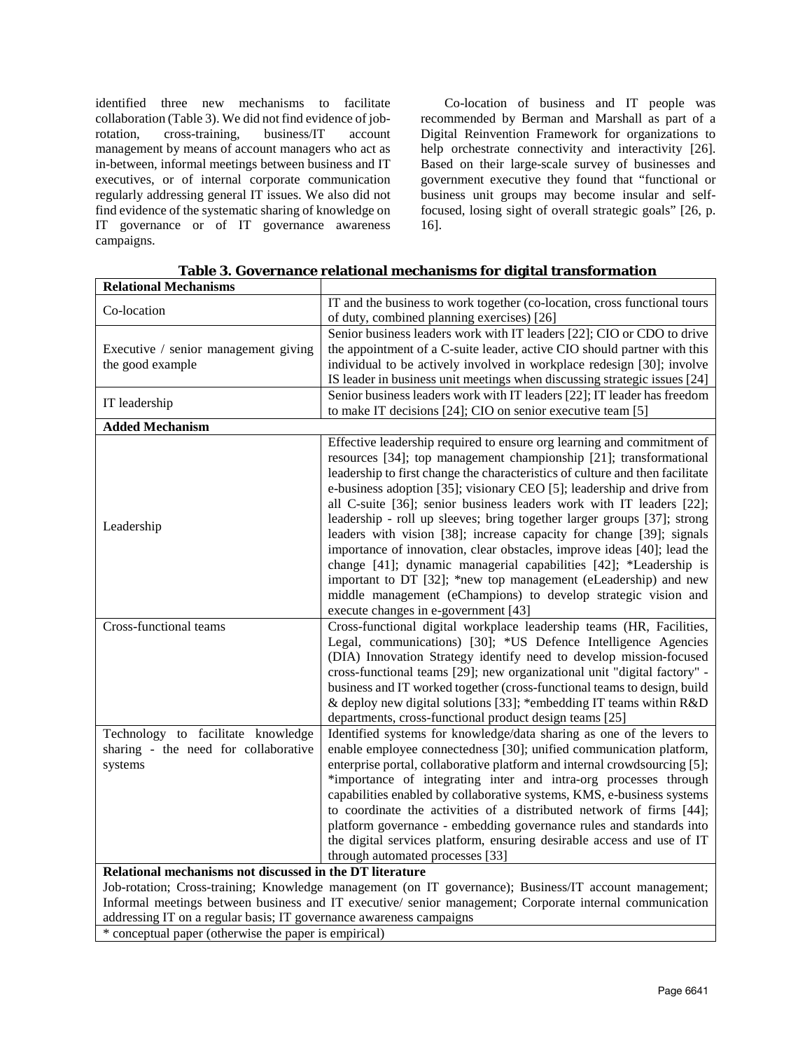identified three new mechanisms to facilitate collaboration (Table 3). We did not find evidence of job-rotation, cross-training, business/IT account management by means of account managers who act as in-between, informal meetings between business and IT executives, or of internal corporate communication regularly addressing general IT issues. We also did not find evidence of the systematic sharing of knowledge on IT governance or of IT governance awareness campaigns.

Co-location of business and IT people was recommended by Berman and Marshall as part of a Digital Reinvention Framework for organizations to help orchestrate connectivity and interactivity [26]. Based on their large-scale survey of businesses and government executive they found that "functional or business unit groups may become insular and self-focused, losing sight of overall strategic goals" [26, p. 16].

**Table 3. Governance relational mechanisms for digital transformation**

| **Relational Mechanisms** | |
|---|---|
| Co-location | IT and the business to work together (co-location, cross functional tours of duty, combined planning exercises) [26] |
| Executive / senior management giving the good example | Senior business leaders work with IT leaders [22]; CIO or CDO to drive the appointment of a C-suite leader, active CIO should partner with this individual to be actively involved in workplace redesign [30]; involve IS leader in business unit meetings when discussing strategic issues [24] |
| IT leadership | Senior business leaders work with IT leaders [22]; IT leader has freedom to make IT decisions [24]; CIO on senior executive team [5] |
| **Added Mechanism** | |
| Leadership | Effective leadership required to ensure org learning and commitment of resources [34]; top management championship [21]; transformational leadership to first change the characteristics of culture and then facilitate e-business adoption [35]; visionary CEO [5]; leadership and drive from all C-suite [36]; senior business leaders work with IT leaders [22]; leadership - roll up sleeves; bring together larger groups [37]; strong leaders with vision [38]; increase capacity for change [39]; signals importance of innovation, clear obstacles, improve ideas [40]; lead the change [41]; dynamic managerial capabilities [42]; *Leadership is important to DT [32]; *new top management (eLeadership) and new middle management (eChampions) to develop strategic vision and execute changes in e-government [43] |
| Cross-functional teams | Cross-functional digital workplace leadership teams (HR, Facilities, Legal, communications) [30]; *US Defence Intelligence Agencies (DIA) Innovation Strategy identify need to develop mission-focused cross-functional teams [29]; new organizational unit "digital factory" - business and IT worked together (cross-functional teams to design, build & deploy new digital solutions [33]; *embedding IT teams within R&D departments, cross-functional product design teams [25] |
| Technology to facilitate knowledge sharing - the need for collaborative systems | Identified systems for knowledge/data sharing as one of the levers to enable employee connectedness [30]; unified communication platform, enterprise portal, collaborative platform and internal crowdsourcing [5]; *importance of integrating inter and intra-org processes through capabilities enabled by collaborative systems, KMS, e-business systems to coordinate the activities of a distributed network of firms [44]; platform governance - embedding governance rules and standards into the digital services platform, ensuring desirable access and use of IT through automated processes [33] |
| **Relational mechanisms not discussed in the DT literature** | |
| Job-rotation; Cross-training; Knowledge management (on IT governance); Business/IT account management; Informal meetings between business and IT executive/ senior management; Corporate internal communication addressing IT on a regular basis; IT governance awareness campaigns | |
| * conceptual paper (otherwise the paper is empirical) | |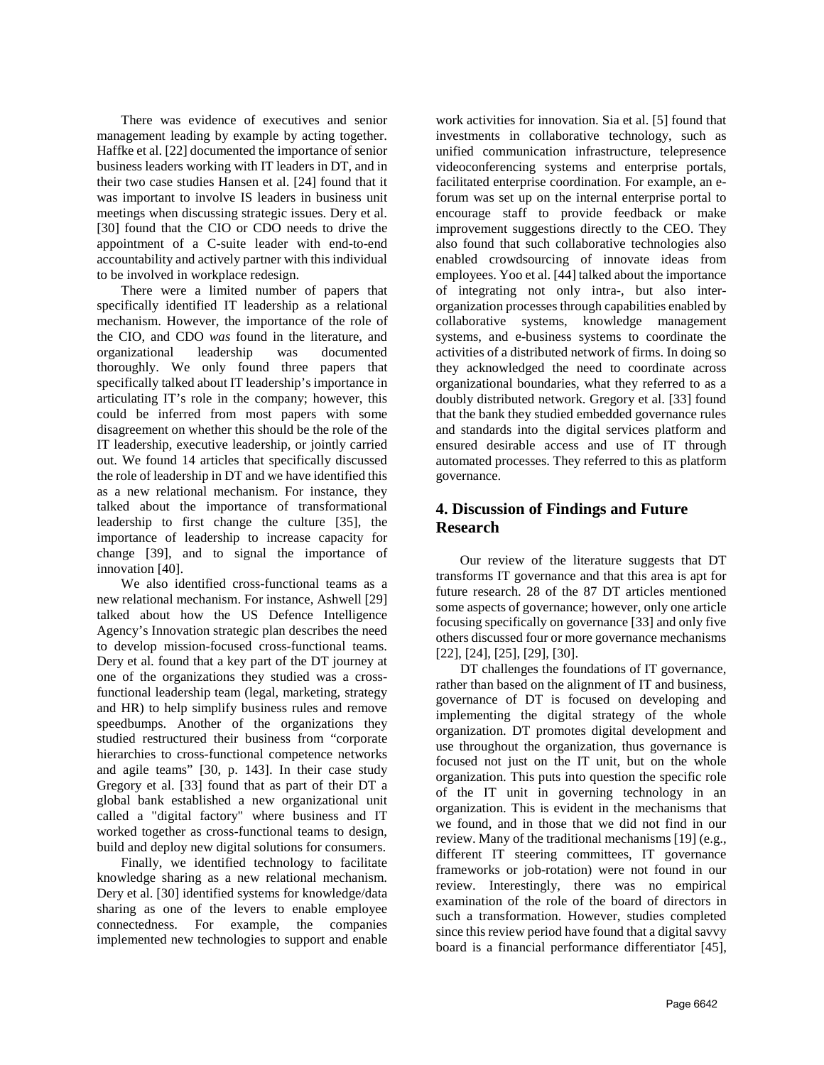There was evidence of executives and senior management leading by example by acting together. Haffke et al. [22] documented the importance of senior business leaders working with IT leaders in DT, and in their two case studies Hansen et al. [24] found that it was important to involve IS leaders in business unit meetings when discussing strategic issues. Dery et al. [30] found that the CIO or CDO needs to drive the appointment of a C-suite leader with end-to-end accountability and actively partner with this individual to be involved in workplace redesign.

There were a limited number of papers that specifically identified IT leadership as a relational mechanism. However, the importance of the role of the CIO, and CDO *was* found in the literature, and organizational leadership was documented thoroughly. We only found three papers that specifically talked about IT leadership's importance in articulating IT's role in the company; however, this could be inferred from most papers with some disagreement on whether this should be the role of the IT leadership, executive leadership, or jointly carried out. We found 14 articles that specifically discussed the role of leadership in DT and we have identified this as a new relational mechanism. For instance, they talked about the importance of transformational leadership to first change the culture [35], the importance of leadership to increase capacity for change [39], and to signal the importance of innovation [40].

We also identified cross-functional teams as a new relational mechanism. For instance, Ashwell [29] talked about how the US Defence Intelligence Agency's Innovation strategic plan describes the need to develop mission-focused cross-functional teams. Dery et al. found that a key part of the DT journey at one of the organizations they studied was a cross-functional leadership team (legal, marketing, strategy and HR) to help simplify business rules and remove speedbumps. Another of the organizations they studied restructured their business from "corporate hierarchies to cross-functional competence networks and agile teams" [30, p. 143]. In their case study Gregory et al. [33] found that as part of their DT a global bank established a new organizational unit called a "digital factory" where business and IT worked together as cross-functional teams to design, build and deploy new digital solutions for consumers.

Finally, we identified technology to facilitate knowledge sharing as a new relational mechanism. Dery et al. [30] identified systems for knowledge/data sharing as one of the levers to enable employee connectedness. For example, the companies implemented new technologies to support and enable work activities for innovation. Sia et al. [5] found that investments in collaborative technology, such as unified communication infrastructure, telepresence videoconferencing systems and enterprise portals, facilitated enterprise coordination. For example, an e-forum was set up on the internal enterprise portal to encourage staff to provide feedback or make improvement suggestions directly to the CEO. They also found that such collaborative technologies also enabled crowdsourcing of innovate ideas from employees. Yoo et al. [44] talked about the importance of integrating not only intra-, but also inter-organization processes through capabilities enabled by collaborative systems, knowledge management systems, and e-business systems to coordinate the activities of a distributed network of firms. In doing so they acknowledged the need to coordinate across organizational boundaries, what they referred to as a doubly distributed network. Gregory et al. [33] found that the bank they studied embedded governance rules and standards into the digital services platform and ensured desirable access and use of IT through automated processes. They referred to this as platform governance.

## 4. Discussion of Findings and Future Research

Our review of the literature suggests that DT transforms IT governance and that this area is apt for future research. 28 of the 87 DT articles mentioned some aspects of governance; however, only one article focusing specifically on governance [33] and only five others discussed four or more governance mechanisms [22], [24], [25], [29], [30].

DT challenges the foundations of IT governance, rather than based on the alignment of IT and business, governance of DT is focused on developing and implementing the digital strategy of the whole organization. DT promotes digital development and use throughout the organization, thus governance is focused not just on the IT unit, but on the whole organization. This puts into question the specific role of the IT unit in governing technology in an organization. This is evident in the mechanisms that we found, and in those that we did not find in our review. Many of the traditional mechanisms [19] (e.g., different IT steering committees, IT governance frameworks or job-rotation) were not found in our review. Interestingly, there was no empirical examination of the role of the board of directors in such a transformation. However, studies completed since this review period have found that a digital savvy board is a financial performance differentiator [45],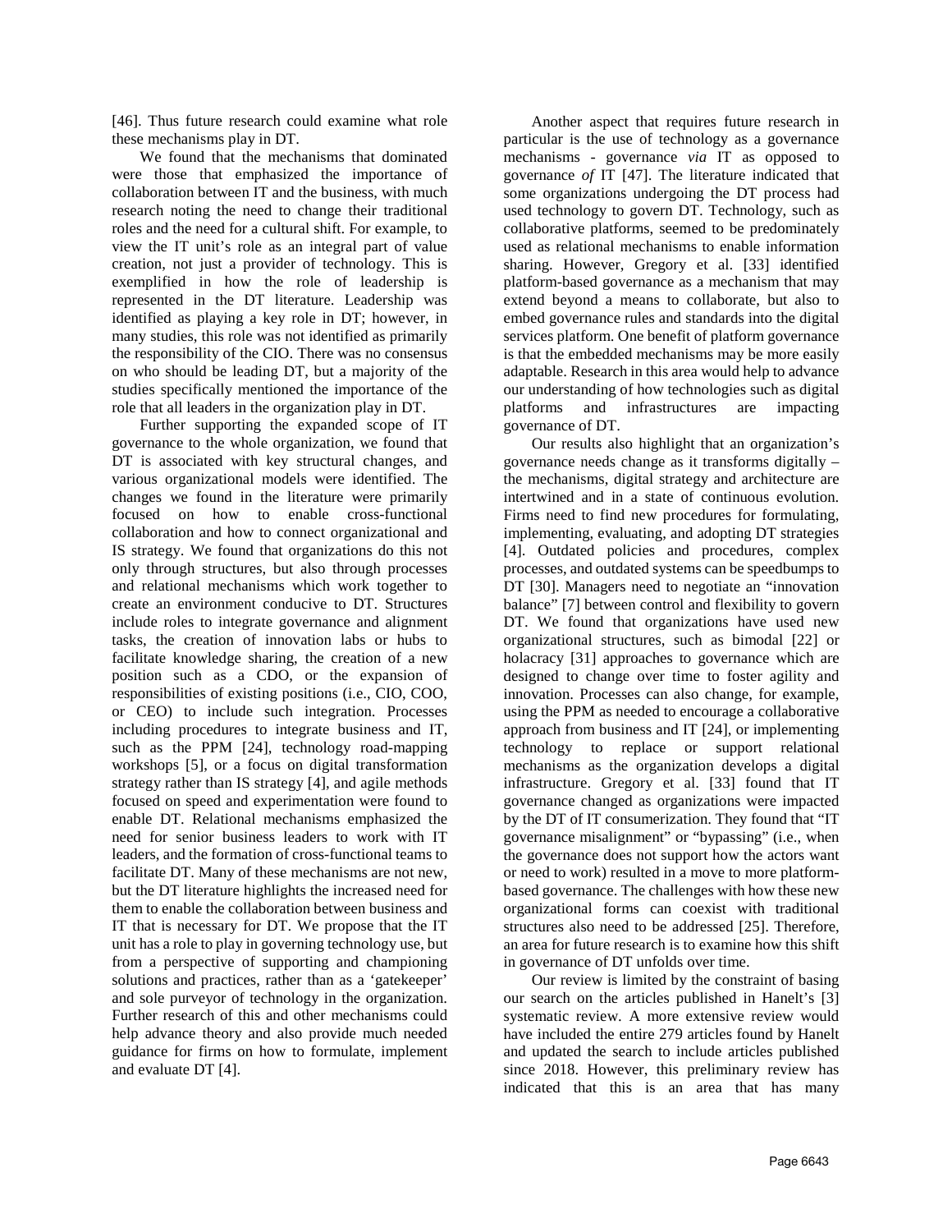[46]. Thus future research could examine what role these mechanisms play in DT.

We found that the mechanisms that dominated were those that emphasized the importance of collaboration between IT and the business, with much research noting the need to change their traditional roles and the need for a cultural shift. For example, to view the IT unit's role as an integral part of value creation, not just a provider of technology. This is exemplified in how the role of leadership is represented in the DT literature. Leadership was identified as playing a key role in DT; however, in many studies, this role was not identified as primarily the responsibility of the leading CIO. There was no consensus on who should be leading DT, but a majority of the studies specifically mentioned the importance of the role that all leaders in the organization play in DT.

Further supporting the expanded scope of IT governance to the whole organization, we found that DT is associated with key structural changes, and various organizational models were identified. The changes we found in the literature were primarily focused on how to enable cross-functional collaboration and how to connect organizational and IS strategy. We found that organizations do this not only through structures, but also through processes and relational mechanisms which work together to create an environment conducive to DT. Structures include roles to integrate governance and alignment tasks, the creation of innovation labs or hubs to facilitate knowledge sharing, the creation of a new position such as a CDO, or the expansion of responsibilities of existing positions (i.e., CIO, COO, or CEO) to include such integration. Processes including procedures to integrate business and IT, such as the PPM [24], technology road-mapping workshops [5], or a focus on digital transformation strategy rather than IS strategy [4], and agile methods focused on speed and experimentation were found to enable DT. Relational mechanisms emphasized the need for senior business leaders to work with IT leaders, and the formation of cross-functional teams to facilitate DT. Many of these mechanisms are not new, but the DT literature highlights the increased need for them to enable the collaboration between business and IT that is necessary for DT. We propose that the IT unit has a role to play in governing technology use, but from a perspective of supporting and championing solutions and practices, rather than as a 'gatekeeper' and sole purveyor of technology in the organization. Further research of this and other mechanisms could help advance theory and also provide much needed guidance for firms on how to formulate, implement and evaluate DT [4].

Another aspect that requires future research in particular is the use of technology as a governance mechanisms - governance *via* IT as opposed to governance *of* IT [47]. The literature indicated that some organizations undergoing the DT process had used technology to govern DT. Technology, such as collaborative platforms, seemed to be predominately used as relational mechanisms to enable information sharing. However, Gregory et al. [33] identified platform-based governance as a mechanism that may extend beyond a means to collaborate, but also to embed governance rules and standards into the digital services platform. One benefit of platform governance is that the embedded mechanisms may be more easily adaptable. Research in this area would help to advance our understanding of how technologies such as digital platforms and infrastructures are impacting governance of DT.

Our results also highlight that an organization's governance needs change as it transforms digitally – the mechanisms, digital strategy and architecture are intertwined and in a state of continuous evolution. Firms need to find new procedures for formulating, implementing, evaluating, and adopting DT strategies [4]. Outdated policies and procedures, complex processes, and outdated systems can be speedbumps to DT [30]. Managers need to negotiate an "innovation balance" [7] between control and flexibility to govern DT. We found that organizations have used new organizational structures, such as bimodal [22] or holacracy [31] approaches to governance which are designed to change over time to foster agility and innovation. Processes can also change, for example, using the PPM as needed to encourage a collaborative approach from business and IT [24], or implementing technology to replace or support relational mechanisms as the organization develops a digital infrastructure. Gregory et al. [33] found that IT governance changed as organizations were impacted by the DT of IT consumerization. They found that "IT governance misalignment" or "bypassing" (i.e., when the governance does not support how the actors want or need to work) resulted in a move to more platform-based governance. The challenges with how these new organizational forms can coexist with traditional structures also need to be addressed [25]. Therefore, an area for future research is to examine how this shift in governance of DT unfolds over time.

Our review is limited by the constraint of basing our search on the articles published in Hanelt's [3] systematic review. A more extensive review would have included the entire 279 articles found by Hanelt and updated the search to include articles published since 2018. However, this preliminary review has indicated that this is an area that has many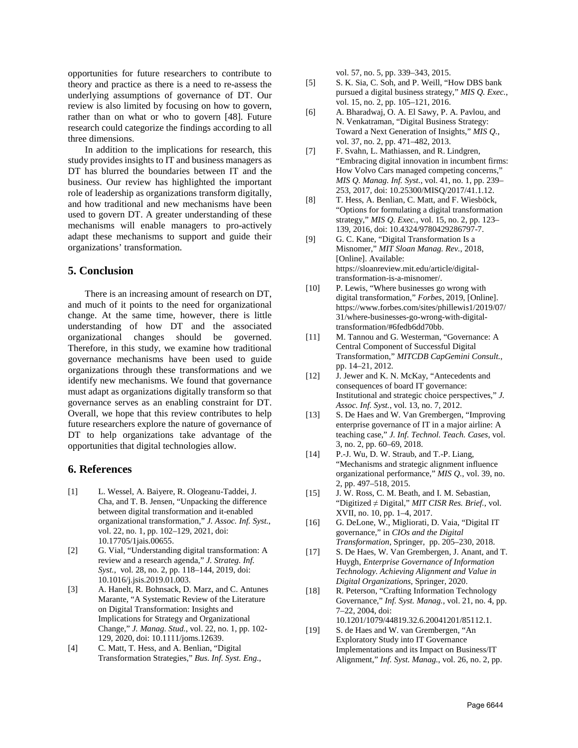opportunities for future researchers to contribute to theory and practice as there is a need to re-assess the underlying assumptions of governance of DT. Our review is also limited by focusing on how to govern, rather than on what or who to govern [48]. Future research could categorize the findings according to all three dimensions.

In addition to the implications for research, this study provides insights to IT and business managers as DT has blurred the boundaries between IT and the business. Our review has highlighted the important role of leadership as organizations transform digitally, and how traditional and new mechanisms have been used to govern DT. A greater understanding of these mechanisms will enable managers to pro-actively adapt these mechanisms to support and guide their organizations' transformation.

## 5. Conclusion

There is an increasing amount of research on DT, and much of it points to the need for organizational change. At the same time, however, there is little understanding of how DT and the associated organizational changes should be governed. Therefore, in this study, we examine how traditional governance mechanisms have been used to guide organizations through these transformations and we identify new mechanisms. We found that governance must adapt as organizations digitally transform so that governance serves as an enabling constraint for DT. Overall, we hope that this review contributes to help future researchers explore the nature of governance of DT to help organizations take advantage of the opportunities that digital technologies allow.

## 6. References

[1] L. Wessel, A. Baiyere, R. Ologeanu-Taddei, J. Cha, and T. B. Jensen, "Unpacking the difference between digital transformation and it-enabled organizational transformation," *J. Assoc. Inf. Syst.*, vol. 22, no. 1, pp. 102–129, 2021, doi: 10.17705/1jais.00655.

[2] G. Vial, "Understanding digital transformation: A review and a research agenda," *J. Strateg. Inf. Syst.*, vol. 28, no. 2, pp. 118–144, 2019, doi: 10.1016/j.jsis.2019.01.003.

[3] A. Hanelt, R. Bohnsack, D. Marz, and C. Antunes Marante, "A Systematic Review of the Literature on Digital Transformation: Insights and Implications for Strategy and Organizational Change," *J. Manag. Stud.*, vol. 22, no. 1, pp. 102-129, 2020, doi: 10.1111/joms.12639.

[4] C. Matt, T. Hess, and A. Benlian, "Digital Transformation Strategies," *Bus. Inf. Syst. Eng.*, vol. 57, no. 5, pp. 339–343, 2015.

[5] S. K. Sia, C. Soh, and P. Weill, "How DBS bank pursued a digital business strategy," *MIS Q. Exec.*, vol. 15, no. 2, pp. 105–121, 2016.

[6] A. Bharadwaj, O. A. El Sawy, P. A. Pavlou, and N. Venkatraman, "Digital Business Strategy: Toward a Next Generation of Insights," *MIS Q.*, vol. 37, no. 2, pp. 471–482, 2013.

[7] F. Svahn, L. Mathiassen, and R. Lindgren, "Embracing digital innovation in incumbent firms: How Volvo Cars managed competing concerns," *MIS Q. Manag. Inf. Syst.*, vol. 41, no. 1, pp. 239–253, 2017, doi: 10.25300/MISQ/2017/41.1.12.

[8] T. Hess, A. Benlian, C. Matt, and F. Wiesböck, "Options for formulating a digital transformation strategy," *MIS Q. Exec.*, vol. 15, no. 2, pp. 123–139, 2016, doi: 10.4324/9780429286797-7.

[9] G. C. Kane, "Digital Transformation Is a Misnomer," *MIT Sloan Manag. Rev.*, 2018, [Online]. Available: https://sloanreview.mit.edu/article/digital-transformation-is-a-misnomer/.

[10] P. Lewis, "Where businesses go wrong with digital transformation," *Forbes*, 2019, [Online]. https://www.forbes.com/sites/phillewis1/2019/07/31/where-businesses-go-wrong-with-digital-transformation/#6fedb6dd70bb.

[11] M. Tannou and G. Westerman, "Governance: A Central Component of Successful Digital Transformation," *MITCDB CapGemini Consult.*, pp. 14–21, 2012.

[12] J. Jewer and K. N. McKay, "Antecedents and consequences of board IT governance: Institutional and strategic choice perspectives," *J. Assoc. Inf. Syst.*, vol. 13, no. 7, 2012.

[13] S. De Haes and W. Van Grembergen, "Improving enterprise governance of IT in a major airline: A teaching case," *J. Inf. Technol. Teach. Cases*, vol. 3, no. 2, pp. 60–69, 2018.

[14] P.-J. Wu, D. W. Straub, and T.-P. Liang, "Mechanisms and strategic alignment influence organizational performance," *MIS Q.*, vol. 39, no. 2, pp. 497–518, 2015.

[15] J. W. Ross, C. M. Beath, and I. M. Sebastian, "Digitized ≠ Digital," *MIT CISR Res. Brief.*, vol. XVII, no. 10, pp. 1–4, 2017.

[16] G. DeLone, W., Migliorati, D. Vaia, "Digital IT governance," in *CIOs and the Digital Transformation*, Springer, pp. 205–230, 2018.

[17] S. De Haes, W. Van Grembergen, J. Anant, and T. Huygh, *Enterprise Governance of Information Technology. Achieving Alignment and Value in Digital Organizations*, Springer, 2020.

[18] R. Peterson, "Crafting Information Technology Governance," *Inf. Syst. Manag.*, vol. 21, no. 4, pp. 7–22, 2004, doi: 10.1201/1079/44819.32.6.20041201/85112.1.

[19] S. de Haes and W. van Grembergen, "An Exploratory Study into IT Governance Implementations and its Impact on Business/IT Alignment," *Inf. Syst. Manag.*, vol. 26, no. 2, pp.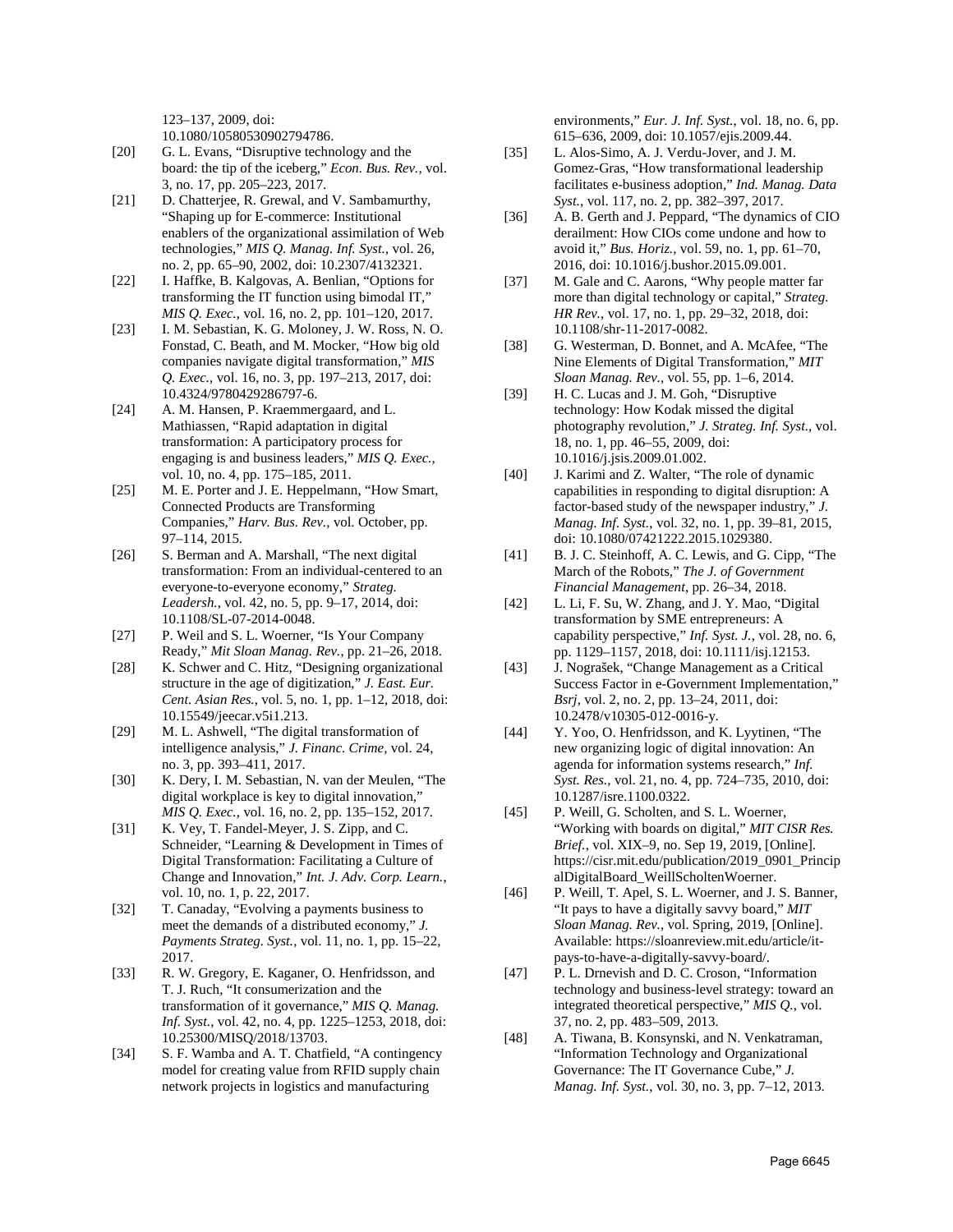123–137, 2009, doi: 10.1080/10580530902794786.

[20] G. L. Evans, "Disruptive technology and the board: the tip of the iceberg," *Econ. Bus. Rev.*, vol. 3, no. 17, pp. 205–223, 2017.

[21] D. Chatterjee, R. Grewal, and V. Sambamurthy, "Shaping up for E-commerce: Institutional enablers of the organizational assimilation of Web technologies," *MIS Q. Manag. Inf. Syst.*, vol. 26, no. 2, pp. 65–90, 2002, doi: 10.2307/4132321.

[22] I. Haffke, B. Kalgovas, A. Benlian, "Options for transforming the IT function using bimodal IT," *MIS Q. Exec.*, vol. 16, no. 2, pp. 101–120, 2017.

[23] I. M. Sebastian, K. G. Moloney, J. W. Ross, N. O. Fonstad, C. Beath, and M. Mocker, "How big old companies navigate digital transformation," *MIS Q. Exec.*, vol. 16, no. 3, pp. 197–213, 2017, doi: 10.4324/9780429286797-6.

[24] A. M. Hansen, P. Kraemmergaard, and L. Mathiassen, "Rapid adaptation in digital transformation: A participatory process for engaging is and business leaders," *MIS Q. Exec.*, vol. 10, no. 4, pp. 175–185, 2011.

[25] M. E. Porter and J. E. Heppelmann, "How Smart, Connected Products are Transforming Companies," *Harv. Bus. Rev.*, vol. October, pp. 97–114, 2015.

[26] S. Berman and A. Marshall, "The next digital transformation: From an individual-centered to an everyone-to-everyone economy," *Strateg. Leadersh.*, vol. 42, no. 5, pp. 9–17, 2014, doi: 10.1108/SL-07-2014-0048.

[27] P. Weil and S. L. Woerner, "Is Your Company Ready," *Mit Sloan Manag. Rev.*, pp. 21–26, 2018.

[28] K. Schwer and C. Hitz, "Designing organizational structure in the age of digitization," *J. East. Eur. Cent. Asian Res.*, vol. 5, no. 1, pp. 1–12, 2018, doi: 10.15549/jeecar.v5i1.213.

[29] M. L. Ashwell, "The digital transformation of intelligence analysis," *J. Financ. Crime*, vol. 24, no. 3, pp. 393–411, 2017.

[30] K. Dery, I. M. Sebastian, N. van der Meulen, "The digital workplace is key to digital innovation," *MIS Q. Exec.*, vol. 16, no. 2, pp. 135–152, 2017.

[31] K. Vey, T. Fandel-Meyer, J. S. Zipp, and C. Schneider, "Learning & Development in Times of Digital Transformation: Facilitating a Culture of Change and Innovation," *Int. J. Adv. Corp. Learn.*, vol. 10, no. 1, p. 22, 2017.

[32] T. Canaday, "Evolving a payments business to meet the demands of a distributed economy," *J. Payments Strateg. Syst.*, vol. 11, no. 1, pp. 15–22, 2017.

[33] R. W. Gregory, E. Kaganer, O. Henfridsson, and T. J. Ruch, "It consumerization and the transformation of it governance," *MIS Q. Manag. Inf. Syst.*, vol. 42, no. 4, pp. 1225–1253, 2018, doi: 10.25300/MISQ/2018/13703.

[34] S. F. Wamba and A. T. Chatfield, "A contingency model for creating value from RFID supply chain network projects in logistics and manufacturing environments," *Eur. J. Inf. Syst.*, vol. 18, no. 6, pp. 615–636, 2009, doi: 10.1057/ejis.2009.44.

[35] L. Alos-Simo, A. J. Verdu-Jover, and J. M. Gomez-Gras, "How transformational leadership facilitates e-business adoption," *Ind. Manag. Data Syst.*, vol. 117, no. 2, pp. 382–397, 2017.

[36] A. B. Gerth and J. Peppard, "The dynamics of CIO derailment: How CIOs come undone and how to avoid it," *Bus. Horiz.*, vol. 59, no. 1, pp. 61–70, 2016, doi: 10.1016/j.bushor.2015.09.001.

[37] M. Gale and C. Aarons, "Why people matter far more than digital technology or capital," *Strateg. HR Rev.*, vol. 17, no. 1, pp. 29–32, 2018, doi: 10.1108/shr-11-2017-0082.

[38] G. Westerman, D. Bonnet, and A. McAfee, "The Nine Elements of Digital Transformation," *MIT Sloan Manag. Rev.*, vol. 55, pp. 1–6, 2014.

[39] H. C. Lucas and J. M. Goh, "Disruptive technology: How Kodak missed the digital photography revolution," *J. Strateg. Inf. Syst.*, vol. 18, no. 1, pp. 46–55, 2009, doi: 10.1016/j.jsis.2009.01.002.

[40] J. Karimi and Z. Walter, "The role of dynamic capabilities in responding to digital disruption: A factor-based study of the newspaper industry," *J. Manag. Inf. Syst.*, vol. 32, no. 1, pp. 39–81, 2015, doi: 10.1080/07421222.2015.1029380.

[41] B. J. C. Steinhoff, A. C. Lewis, and G. Cipp, "The March of the Robots," *The J. of Government Financial Management*, pp. 26–34, 2018.

[42] L. Li, F. Su, W. Zhang, and J. Y. Mao, "Digital transformation by SME entrepreneurs: A capability perspective," *Inf. Syst. J.*, vol. 28, no. 6, pp. 1129–1157, 2018, doi: 10.1111/isj.12153.

[43] J. Nograšek, "Change Management as a Critical Success Factor in e-Government Implementation," *Bsrj*, vol. 2, no. 2, pp. 13–24, 2011, doi: 10.2478/v10305-012-0016-y.

[44] Y. Yoo, O. Henfridsson, and K. Lyytinen, "The new organizing logic of digital innovation: An agenda for information systems research," *Inf. Syst. Res.*, vol. 21, no. 4, pp. 724–735, 2010, doi: 10.1287/isre.1100.0322.

[45] P. Weill, G. Scholten, and S. L. Woerner, "Working with boards on digital," *MIT CISR Res. Brief.*, vol. XIX–9, no. Sep 19, 2019, [Online]. https://cisr.mit.edu/publication/2019_0901_PrincipalDigitalBoard_WeillScholtenWoerner.

[46] P. Weill, T. Apel, S. L. Woerner, and J. S. Banner, "It pays to have a digitally savvy board," *MIT Sloan Manag. Rev.*, vol. Spring, 2019, [Online]. Available: https://sloanreview.mit.edu/article/it-pays-to-have-a-digitally-savvy-board/.

[47] P. L. Drnevish and D. C. Croson, "Information technology and business-level strategy: toward an integrated theoretical perspective," *MIS Q.*, vol. 37, no. 2, pp. 483–509, 2013.

[48] A. Tiwana, B. Konsynski, and N. Venkatraman, "Information Technology and Organizational Governance: The IT Governance Cube," *J. Manag. Inf. Syst.*, vol. 30, no. 3, pp. 7–12, 2013.